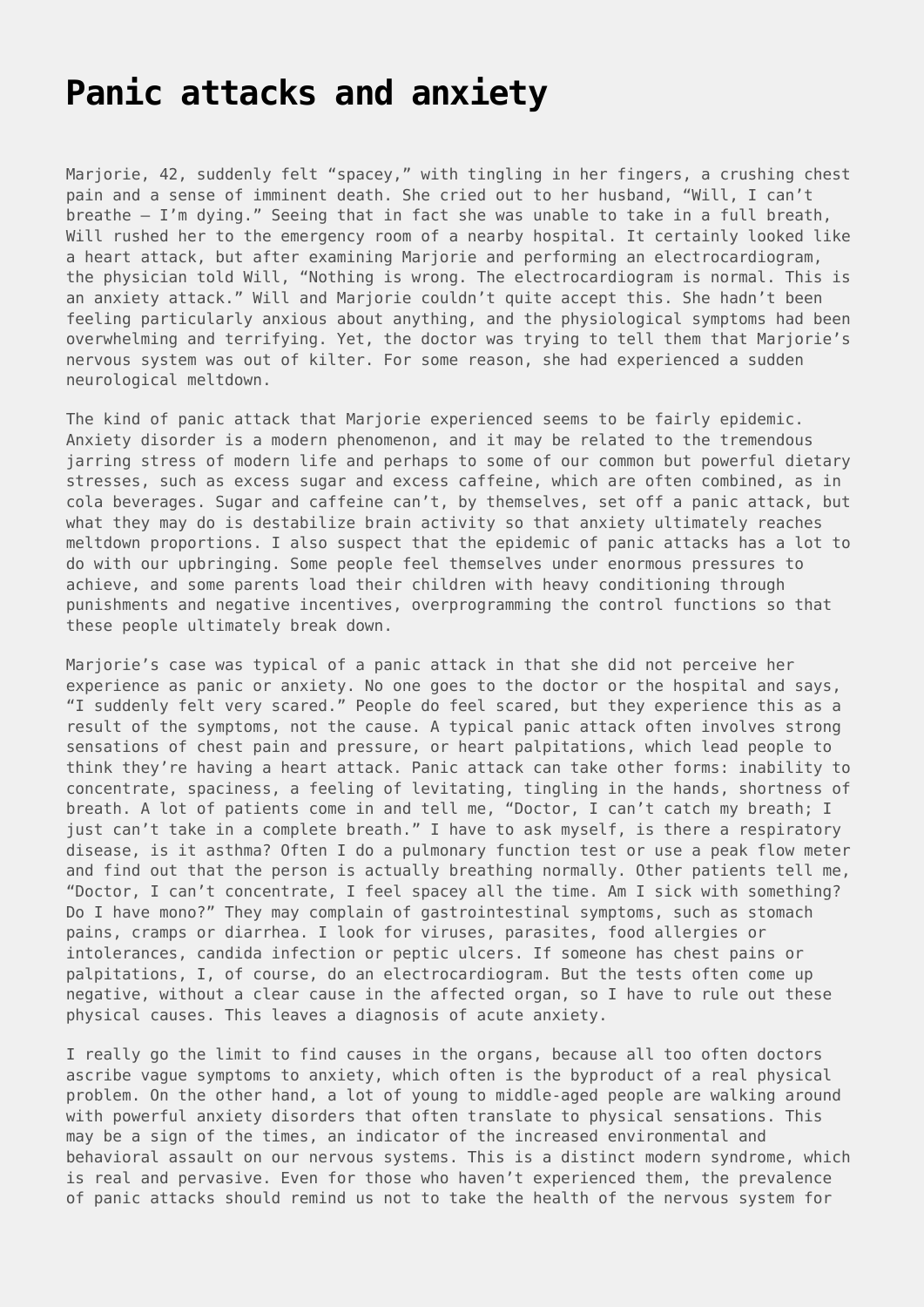# Panic attacks and anxiety

Marjorie, 42, suddenly felt “spacey,” with tingling in her fingers, a crushing chest pain and a sense of imminent death. She cried out to her husband, “Will, I can’t breathe — I’m dying.” Seeing that in fact she was unable to take in a full breath, Will rushed her to the emergency room of a nearby hospital. It certainly looked like a heart attack, but after examining Marjorie and performing an electrocardiogram, the physician told Will, “Nothing is wrong. The electrocardiogram is normal. This is an anxiety attack.” Will and Marjorie couldn’t quite accept this. She hadn’t been feeling particularly anxious about anything, and the physiological symptoms had been overwhelming and terrifying. Yet, the doctor was trying to tell them that Marjorie’s nervous system was out of kilter. For some reason, she had experienced a sudden neurological meltdown.

The kind of panic attack that Marjorie experienced seems to be fairly epidemic. Anxiety disorder is a modern phenomenon, and it may be related to the tremendous jarring stress of modern life and perhaps to some of our common but powerful dietary stresses, such as excess sugar and excess caffeine, which are often combined, as in cola beverages. Sugar and caffeine can’t, by themselves, set off a panic attack, but what they may do is destabilize brain activity so that anxiety ultimately reaches meltdown proportions. I also suspect that the epidemic of panic attacks has a lot to do with our upbringing. Some people feel themselves under enormous pressures to achieve, and some parents load their children with heavy conditioning through punishments and negative incentives, overprogramming the control functions so that these people ultimately break down.

Marjorie’s case was typical of a panic attack in that she did not perceive her experience as panic or anxiety. No one goes to the doctor or the hospital and says, “I suddenly felt very scared.” People do feel scared, but they experience this as a result of the symptoms, not the cause. A typical panic attack often involves strong sensations of chest pain and pressure, or heart palpitations, which lead people to think they’re having a heart attack. Panic attack can take other forms: inability to concentrate, spaciness, a feeling of levitating, tingling in the hands, shortness of breath. A lot of patients come in and tell me, “Doctor, I can’t catch my breath; I just can’t take in a complete breath.” I have to ask myself, is there a respiratory disease, is it asthma? Often I do a pulmonary function test or use a peak flow meter and find out that the person is actually breathing normally. Other patients tell me, “Doctor, I can’t concentrate, I feel spacey all the time. Am I sick with something? Do I have mono?” They may complain of gastrointestinal symptoms, such as stomach pains, cramps or diarrhea. I look for viruses, parasites, food allergies or intolerances, candida infection or peptic ulcers. If someone has chest pains or palpitations, I, of course, do an electrocardiogram. But the tests often come up negative, without a clear cause in the affected organ, so I have to rule out these physical causes. This leaves a diagnosis of acute anxiety.

I really go the limit to find causes in the organs, because all too often doctors ascribe vague symptoms to anxiety, which often is the byproduct of a real physical problem. On the other hand, a lot of young to middle-aged people are walking around with powerful anxiety disorders that often translate to physical sensations. This may be a sign of the times, an indicator of the increased environmental and behavioral assault on our nervous systems. This is a distinct modern syndrome, which is real and pervasive. Even for those who haven’t experienced them, the prevalence of panic attacks should remind us not to take the health of the nervous system for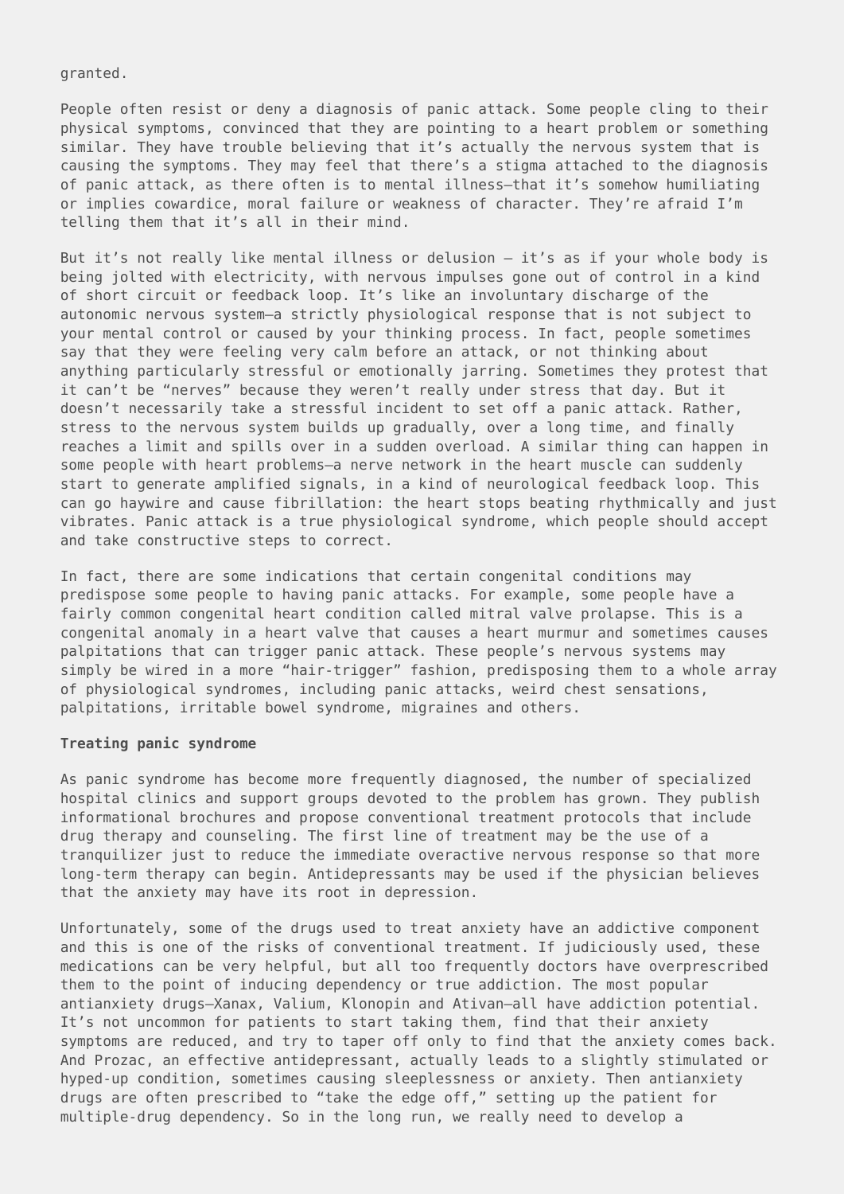granted.

People often resist or deny a diagnosis of panic attack. Some people cling to their physical symptoms, convinced that they are pointing to a heart problem or something similar. They have trouble believing that it's actually the nervous system that is causing the symptoms. They may feel that there's a stigma attached to the diagnosis of panic attack, as there often is to mental illness—that it's somehow humiliating or implies cowardice, moral failure or weakness of character. They're afraid I'm telling them that it's all in their mind.

But it's not really like mental illness or delusion – it's as if your whole body is being jolted with electricity, with nervous impulses gone out of control in a kind of short circuit or feedback loop. It's like an involuntary discharge of the autonomic nervous system—a strictly physiological response that is not subject to your mental control or caused by your thinking process. In fact, people sometimes say that they were feeling very calm before an attack, or not thinking about anything particularly stressful or emotionally jarring. Sometimes they protest that it can't be "nerves" because they weren't really under stress that day. But it doesn't necessarily take a stressful incident to set off a panic attack. Rather, stress to the nervous system builds up gradually, over a long time, and finally reaches a limit and spills over in a sudden overload. A similar thing can happen in some people with heart problems—a nerve network in the heart muscle can suddenly start to generate amplified signals, in a kind of neurological feedback loop. This can go haywire and cause fibrillation: the heart stops beating rhythmically and just vibrates. Panic attack is a true physiological syndrome, which people should accept and take constructive steps to correct.

In fact, there are some indications that certain congenital conditions may predispose some people to having panic attacks. For example, some people have a fairly common congenital heart condition called mitral valve prolapse. This is a congenital anomaly in a heart valve that causes a heart murmur and sometimes causes palpitations that can trigger panic attack. These people's nervous systems may simply be wired in a more "hair-trigger" fashion, predisposing them to a whole array of physiological syndromes, including panic attacks, weird chest sensations, palpitations, irritable bowel syndrome, migraines and others.

**Treating panic syndrome**

As panic syndrome has become more frequently diagnosed, the number of specialized hospital clinics and support groups devoted to the problem has grown. They publish informational brochures and propose conventional treatment protocols that include drug therapy and counseling. The first line of treatment may be the use of a tranquilizer just to reduce the immediate overactive nervous response so that more long-term therapy can begin. Antidepressants may be used if the physician believes that the anxiety may have its root in depression.

Unfortunately, some of the drugs used to treat anxiety have an addictive component and this is one of the risks of conventional treatment. If judiciously used, these medications can be very helpful, but all too frequently doctors have overprescribed them to the point of inducing dependency or true addiction. The most popular antianxiety drugs—Xanax, Valium, Klonopin and Ativan—all have addiction potential. It's not uncommon for patients to start taking them, find that their anxiety symptoms are reduced, and try to taper off only to find that the anxiety comes back. And Prozac, an effective antidepressant, actually leads to a slightly stimulated or hyped-up condition, sometimes causing sleeplessness or anxiety. Then antianxiety drugs are often prescribed to "take the edge off," setting up the patient for multiple-drug dependency. So in the long run, we really need to develop a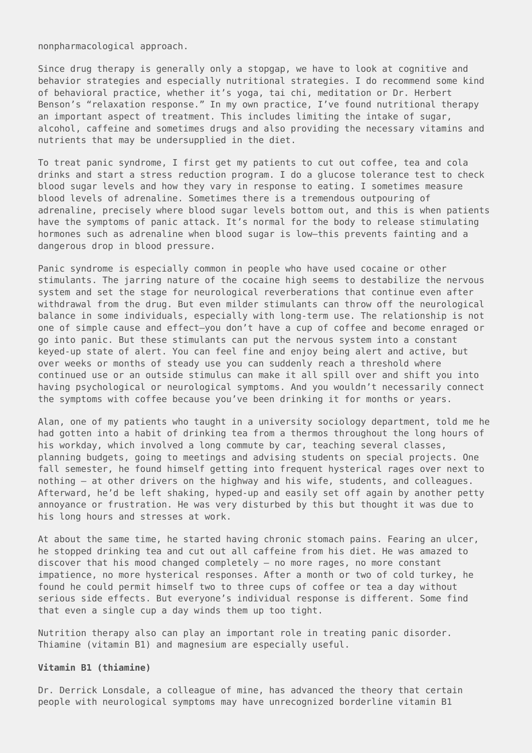nonpharmacological approach.

Since drug therapy is generally only a stopgap, we have to look at cognitive and behavior strategies and especially nutritional strategies. I do recommend some kind of behavioral practice, whether it's yoga, tai chi, meditation or Dr. Herbert Benson's "relaxation response." In my own practice, I've found nutritional therapy an important aspect of treatment. This includes limiting the intake of sugar, alcohol, caffeine and sometimes drugs and also providing the necessary vitamins and nutrients that may be undersupplied in the diet.

To treat panic syndrome, I first get my patients to cut out coffee, tea and cola drinks and start a stress reduction program. I do a glucose tolerance test to check blood sugar levels and how they vary in response to eating. I sometimes measure blood levels of adrenaline. Sometimes there is a tremendous outpouring of adrenaline, precisely where blood sugar levels bottom out, and this is when patients have the symptoms of panic attack. It's normal for the body to release stimulating hormones such as adrenaline when blood sugar is low—this prevents fainting and a dangerous drop in blood pressure.

Panic syndrome is especially common in people who have used cocaine or other stimulants. The jarring nature of the cocaine high seems to destabilize the nervous system and set the stage for neurological reverberations that continue even after withdrawal from the drug. But even milder stimulants can throw off the neurological balance in some individuals, especially with long-term use. The relationship is not one of simple cause and effect—you don't have a cup of coffee and become enraged or go into panic. But these stimulants can put the nervous system into a constant keyed-up state of alert. You can feel fine and enjoy being alert and active, but over weeks or months of steady use you can suddenly reach a threshold where continued use or an outside stimulus can make it all spill over and shift you into having psychological or neurological symptoms. And you wouldn't necessarily connect the symptoms with coffee because you've been drinking it for months or years.

Alan, one of my patients who taught in a university sociology department, told me he had gotten into a habit of drinking tea from a thermos throughout the long hours of his workday, which involved a long commute by car, teaching several classes, planning budgets, going to meetings and advising students on special projects. One fall semester, he found himself getting into frequent hysterical rages over next to nothing – at other drivers on the highway and his wife, students, and colleagues. Afterward, he'd be left shaking, hyped-up and easily set off again by another petty annoyance or frustration. He was very disturbed by this but thought it was due to his long hours and stresses at work.

At about the same time, he started having chronic stomach pains. Fearing an ulcer, he stopped drinking tea and cut out all caffeine from his diet. He was amazed to discover that his mood changed completely – no more rages, no more constant impatience, no more hysterical responses. After a month or two of cold turkey, he found he could permit himself two to three cups of coffee or tea a day without serious side effects. But everyone's individual response is different. Some find that even a single cup a day winds them up too tight.

Nutrition therapy also can play an important role in treating panic disorder. Thiamine (vitamin B1) and magnesium are especially useful.

**Vitamin B1 (thiamine)**

Dr. Derrick Lonsdale, a colleague of mine, has advanced the theory that certain people with neurological symptoms may have unrecognized borderline vitamin B1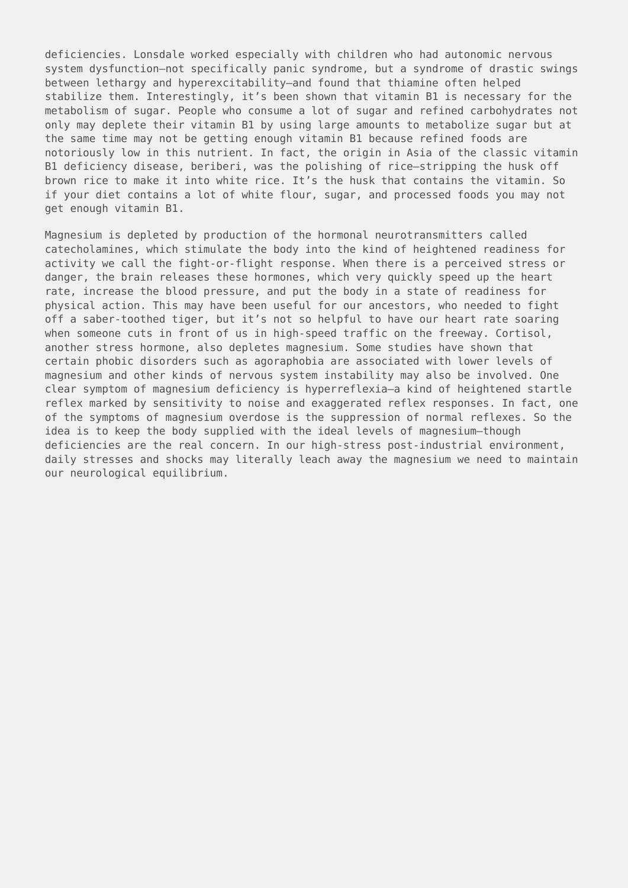deficiencies. Lonsdale worked especially with children who had autonomic nervous system dysfunction—not specifically panic syndrome, but a syndrome of drastic swings between lethargy and hyperexcitability—and found that thiamine often helped stabilize them. Interestingly, it's been shown that vitamin B1 is necessary for the metabolism of sugar. People who consume a lot of sugar and refined carbohydrates not only may deplete their vitamin B1 by using large amounts to metabolize sugar but at the same time may not be getting enough vitamin B1 because refined foods are notoriously low in this nutrient. In fact, the origin in Asia of the classic vitamin B1 deficiency disease, beriberi, was the polishing of rice—stripping the husk off brown rice to make it into white rice. It's the husk that contains the vitamin. So if your diet contains a lot of white flour, sugar, and processed foods you may not get enough vitamin B1.

Magnesium is depleted by production of the hormonal neurotransmitters called catecholamines, which stimulate the body into the kind of heightened readiness for activity we call the fight-or-flight response. When there is a perceived stress or danger, the brain releases these hormones, which very quickly speed up the heart rate, increase the blood pressure, and put the body in a state of readiness for physical action. This may have been useful for our ancestors, who needed to fight off a saber-toothed tiger, but it's not so helpful to have our heart rate soaring when someone cuts in front of us in high-speed traffic on the freeway. Cortisol, another stress hormone, also depletes magnesium. Some studies have shown that certain phobic disorders such as agoraphobia are associated with lower levels of magnesium and other kinds of nervous system instability may also be involved. One clear symptom of magnesium deficiency is hyperreflexia—a kind of heightened startle reflex marked by sensitivity to noise and exaggerated reflex responses. In fact, one of the symptoms of magnesium overdose is the suppression of normal reflexes. So the idea is to keep the body supplied with the ideal levels of magnesium—though deficiencies are the real concern. In our high-stress post-industrial environment, daily stresses and shocks may literally leach away the magnesium we need to maintain our neurological equilibrium.